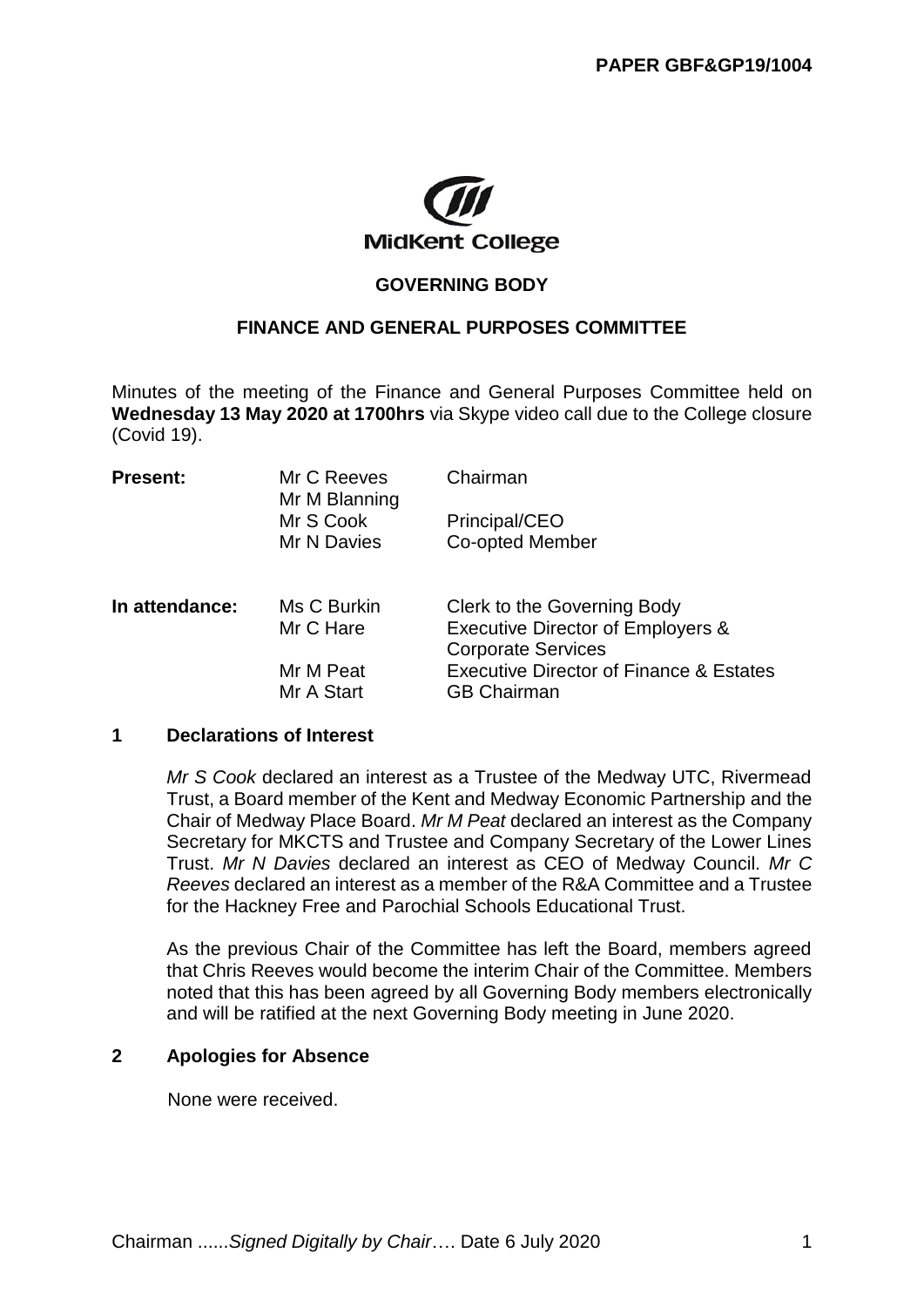PAPER GBF&GP19/1004

MidKent College

## GOVERNING BODY

## FINANCE AND GENERAL PURPOSES COMMITTEE

Minutes of the meeting of the Finance and General Purposes Committee held on **Wednesday 13 May 2020 at 1700hrs** via Skype video call due to the College closure (Covid 19).

| | | |
|---|---|---|
| **Present:** | Mr C Reeves | Chairman |
| | Mr M Blanning | |
| | Mr S Cook | Principal/CEO |
| | Mr N Davies | Co-opted Member |
| **In attendance:** | Ms C Burkin | Clerk to the Governing Body |
| | Mr C Hare | Executive Director of Employers & Corporate Services |
| | Mr M Peat | Executive Director of Finance & Estates |
| | Mr A Start | GB Chairman |

### 1 Declarations of Interest

*Mr S Cook* declared an interest as a Trustee of the Medway UTC, Rivermead Trust, a Board member of the Kent and Medway Economic Partnership and the Chair of Medway Place Board. *Mr M Peat* declared an interest as the Company Secretary for MKCTS and Trustee and Company Secretary of the Lower Lines Trust. *Mr N Davies* declared an interest as CEO of Medway Council. *Mr C Reeves* declared an interest as a member of the R&A Committee and a Trustee for the Hackney Free and Parochial Schools Educational Trust.

As the previous Chair of the Committee has left the Board, members agreed that Chris Reeves would become the interim Chair of the Committee. Members noted that this has been agreed by all Governing Body members electronically and will be ratified at the next Governing Body meeting in June 2020.

### 2 Apologies for Absence

None were received.

Chairman ......*Signed Digitally by Chair*…. Date 6 July 2020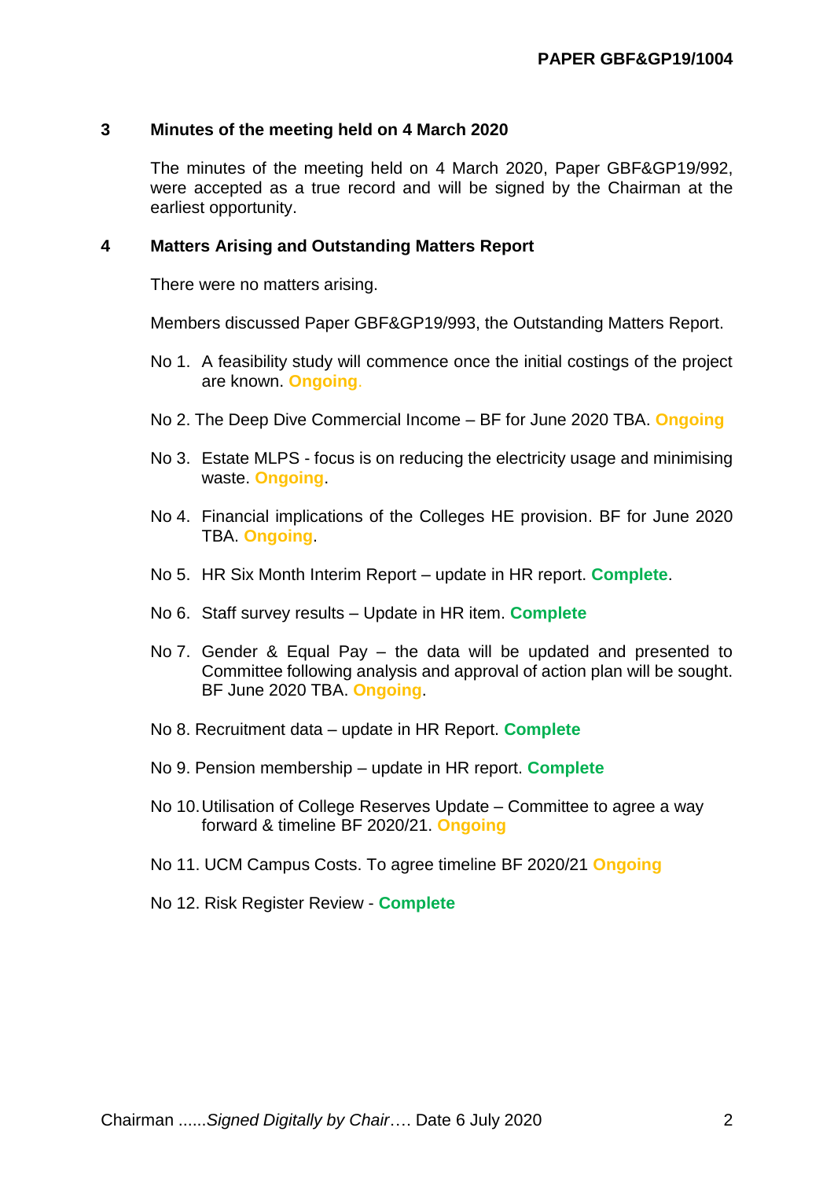## 3 Minutes of the meeting held on 4 March 2020

The minutes of the meeting held on 4 March 2020, Paper GBF&GP19/992, were accepted as a true record and will be signed by the Chairman at the earliest opportunity.

## 4 Matters Arising and Outstanding Matters Report

There were no matters arising.

Members discussed Paper GBF&GP19/993, the Outstanding Matters Report.

No 1. A feasibility study will commence once the initial costings of the project are known. **Ongoing**.

No 2. The Deep Dive Commercial Income – BF for June 2020 TBA. **Ongoing**

No 3. Estate MLPS - focus is on reducing the electricity usage and minimising waste. **Ongoing**.

No 4. Financial implications of the Colleges HE provision. BF for June 2020 TBA. **Ongoing**.

No 5. HR Six Month Interim Report – update in HR report. **Complete**.

No 6. Staff survey results – Update in HR item. **Complete**

No 7. Gender & Equal Pay – the data will be updated and presented to Committee following analysis and approval of action plan will be sought. BF June 2020 TBA. **Ongoing**.

No 8. Recruitment data – update in HR Report. **Complete**

No 9. Pension membership – update in HR report. **Complete**

No 10. Utilisation of College Reserves Update – Committee to agree a way forward & timeline BF 2020/21. **Ongoing**

No 11. UCM Campus Costs. To agree timeline BF 2020/21 **Ongoing**

No 12. Risk Register Review - **Complete**

Chairman ......*Signed Digitally by Chair*…. Date 6 July 2020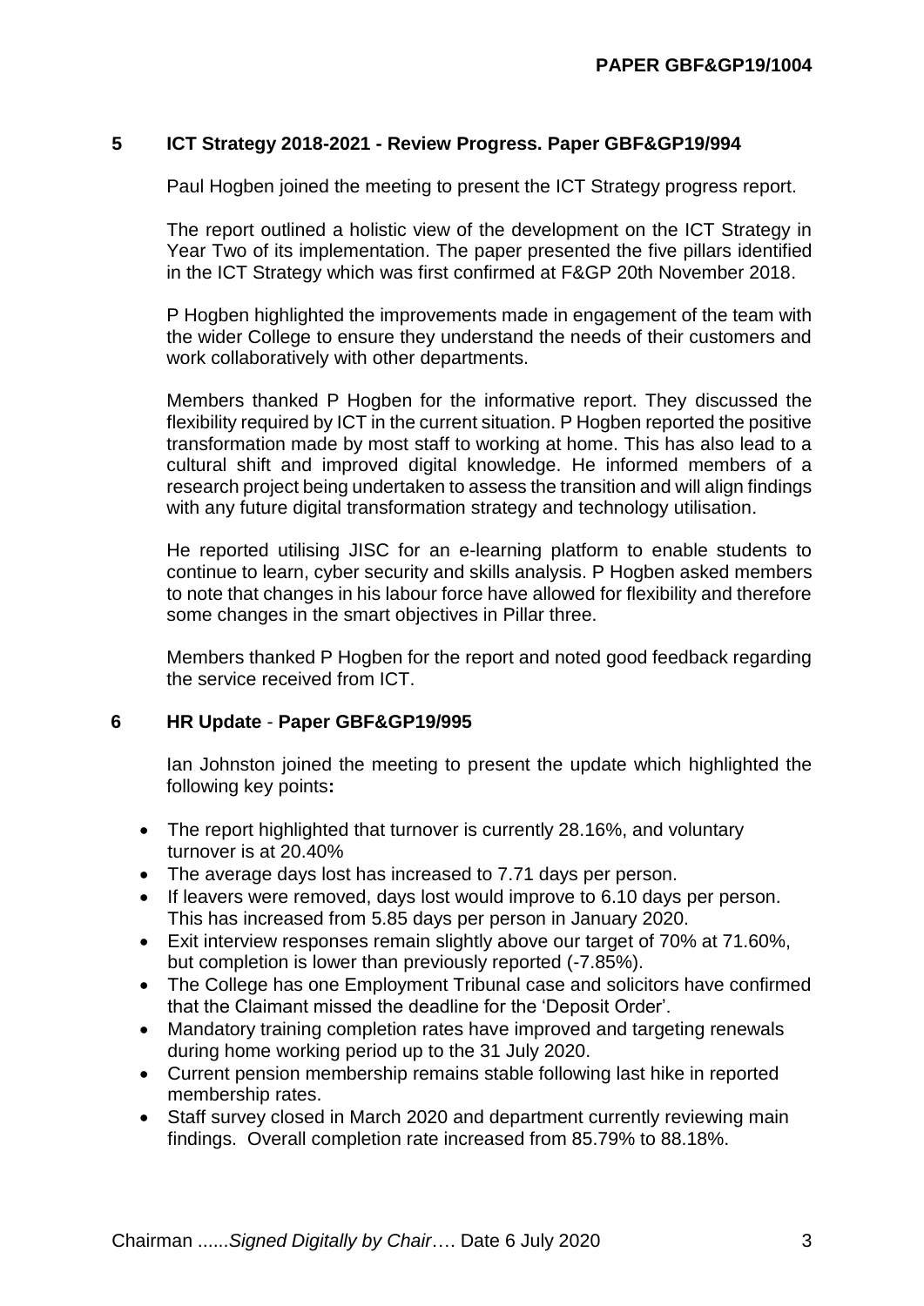## 5 ICT Strategy 2018-2021 - Review Progress. Paper GBF&GP19/994

Paul Hogben joined the meeting to present the ICT Strategy progress report.

The report outlined a holistic view of the development on the ICT Strategy in Year Two of its implementation. The paper presented the five pillars identified in the ICT Strategy which was first confirmed at F&GP 20th November 2018.

P Hogben highlighted the improvements made in engagement of the team with the wider College to ensure they understand the needs of their customers and work collaboratively with other departments.

Members thanked P Hogben for the informative report. They discussed the flexibility required by ICT in the current situation. P Hogben reported the positive transformation made by most staff to working at home. This has also lead to a cultural shift and improved digital knowledge. He informed members of a research project being undertaken to assess the transition and will align findings with any future digital transformation strategy and technology utilisation.

He reported utilising JISC for an e-learning platform to enable students to continue to learn, cyber security and skills analysis. P Hogben asked members to note that changes in his labour force have allowed for flexibility and therefore some changes in the smart objectives in Pillar three.

Members thanked P Hogben for the report and noted good feedback regarding the service received from ICT.

## 6 HR Update - Paper GBF&GP19/995

Ian Johnston joined the meeting to present the update which highlighted the following key points**:**

- The report highlighted that turnover is currently 28.16%, and voluntary turnover is at 20.40%
- The average days lost has increased to 7.71 days per person.
- If leavers were removed, days lost would improve to 6.10 days per person. This has increased from 5.85 days per person in January 2020.
- Exit interview responses remain slightly above our target of 70% at 71.60%, but completion is lower than previously reported (-7.85%).
- The College has one Employment Tribunal case and solicitors have confirmed that the Claimant missed the deadline for the 'Deposit Order'.
- Mandatory training completion rates have improved and targeting renewals during home working period up to the 31 July 2020.
- Current pension membership remains stable following last hike in reported membership rates.
- Staff survey closed in March 2020 and department currently reviewing main findings. Overall completion rate increased from 85.79% to 88.18%.

Chairman ......*Signed Digitally by Chair*…. Date 6 July 2020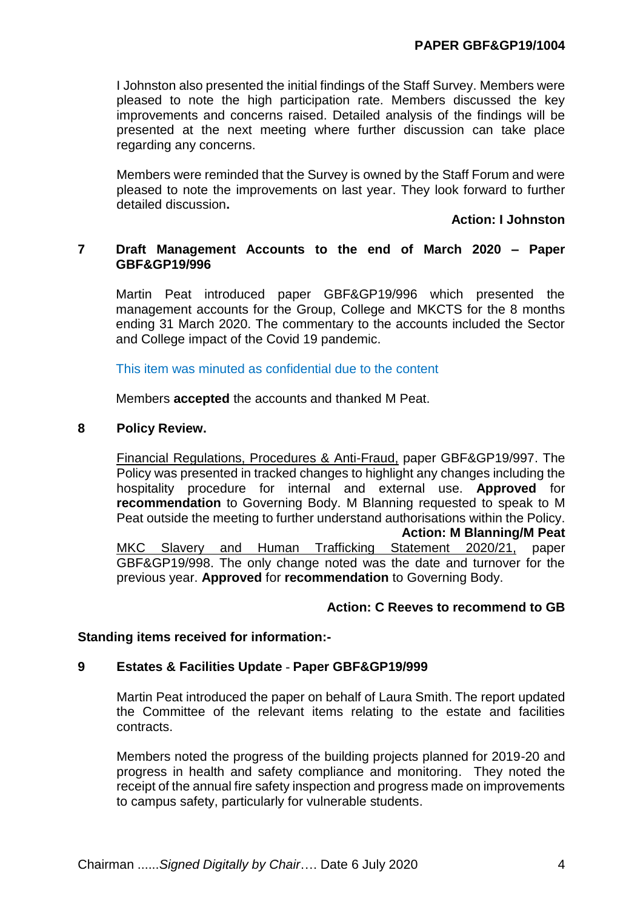I Johnston also presented the initial findings of the Staff Survey. Members were pleased to note the high participation rate. Members discussed the key improvements and concerns raised. Detailed analysis of the findings will be presented at the next meeting where further discussion can take place regarding any concerns.

Members were reminded that the Survey is owned by the Staff Forum and were pleased to note the improvements on last year. They look forward to further detailed discussion**.**

**Action: I Johnston**

**7 Draft Management Accounts to the end of March 2020 – Paper GBF&GP19/996**

Martin Peat introduced paper GBF&GP19/996 which presented the management accounts for the Group, College and MKCTS for the 8 months ending 31 March 2020. The commentary to the accounts included the Sector and College impact of the Covid 19 pandemic.

This item was minuted as confidential due to the content

Members **accepted** the accounts and thanked M Peat.

**8 Policy Review.**

Financial Regulations, Procedures & Anti-Fraud, paper GBF&GP19/997. The Policy was presented in tracked changes to highlight any changes including the hospitality procedure for internal and external use. **Approved** for **recommendation** to Governing Body. M Blanning requested to speak to M Peat outside the meeting to further understand authorisations within the Policy.

**Action: M Blanning/M Peat**

MKC Slavery and Human Trafficking Statement 2020/21, paper GBF&GP19/998. The only change noted was the date and turnover for the previous year. **Approved** for **recommendation** to Governing Body.

**Action: C Reeves to recommend to GB**

**Standing items received for information:-**

**9 Estates & Facilities Update - Paper GBF&GP19/999**

Martin Peat introduced the paper on behalf of Laura Smith. The report updated the Committee of the relevant items relating to the estate and facilities contracts.

Members noted the progress of the building projects planned for 2019-20 and progress in health and safety compliance and monitoring. They noted the receipt of the annual fire safety inspection and progress made on improvements to campus safety, particularly for vulnerable students.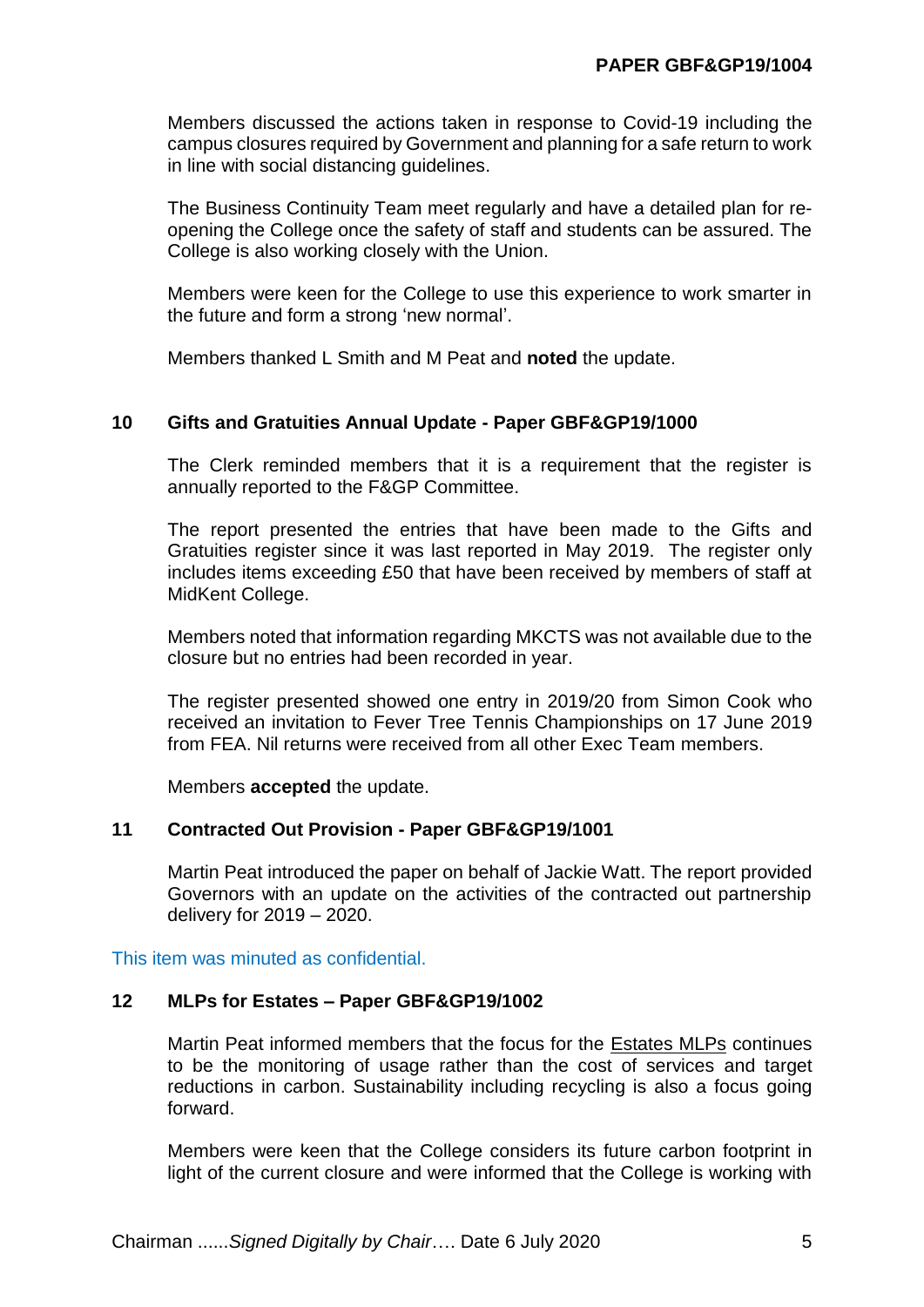Members discussed the actions taken in response to Covid-19 including the campus closures required by Government and planning for a safe return to work in line with social distancing guidelines.

The Business Continuity Team meet regularly and have a detailed plan for re-opening the College once the safety of staff and students can be assured. The College is also working closely with the Union.

Members were keen for the College to use this experience to work smarter in the future and form a strong 'new normal'.

Members thanked L Smith and M Peat and **noted** the update.

**10 Gifts and Gratuities Annual Update - Paper GBF&GP19/1000**

The Clerk reminded members that it is a requirement that the register is annually reported to the F&GP Committee.

The report presented the entries that have been made to the Gifts and Gratuities register since it was last reported in May 2019. The register only includes items exceeding £50 that have been received by members of staff at MidKent College.

Members noted that information regarding MKCTS was not available due to the closure but no entries had been recorded in year.

The register presented showed one entry in 2019/20 from Simon Cook who received an invitation to Fever Tree Tennis Championships on 17 June 2019 from FEA. Nil returns were received from all other Exec Team members.

Members **accepted** the update.

**11 Contracted Out Provision - Paper GBF&GP19/1001**

Martin Peat introduced the paper on behalf of Jackie Watt. The report provided Governors with an update on the activities of the contracted out partnership delivery for 2019 – 2020.

This item was minuted as confidential.

**12 MLPs for Estates – Paper GBF&GP19/1002**

Martin Peat informed members that the focus for the Estates MLPs continues to be the monitoring of usage rather than the cost of services and target reductions in carbon. Sustainability including recycling is also a focus going forward.

Members were keen that the College considers its future carbon footprint in light of the current closure and were informed that the College is working with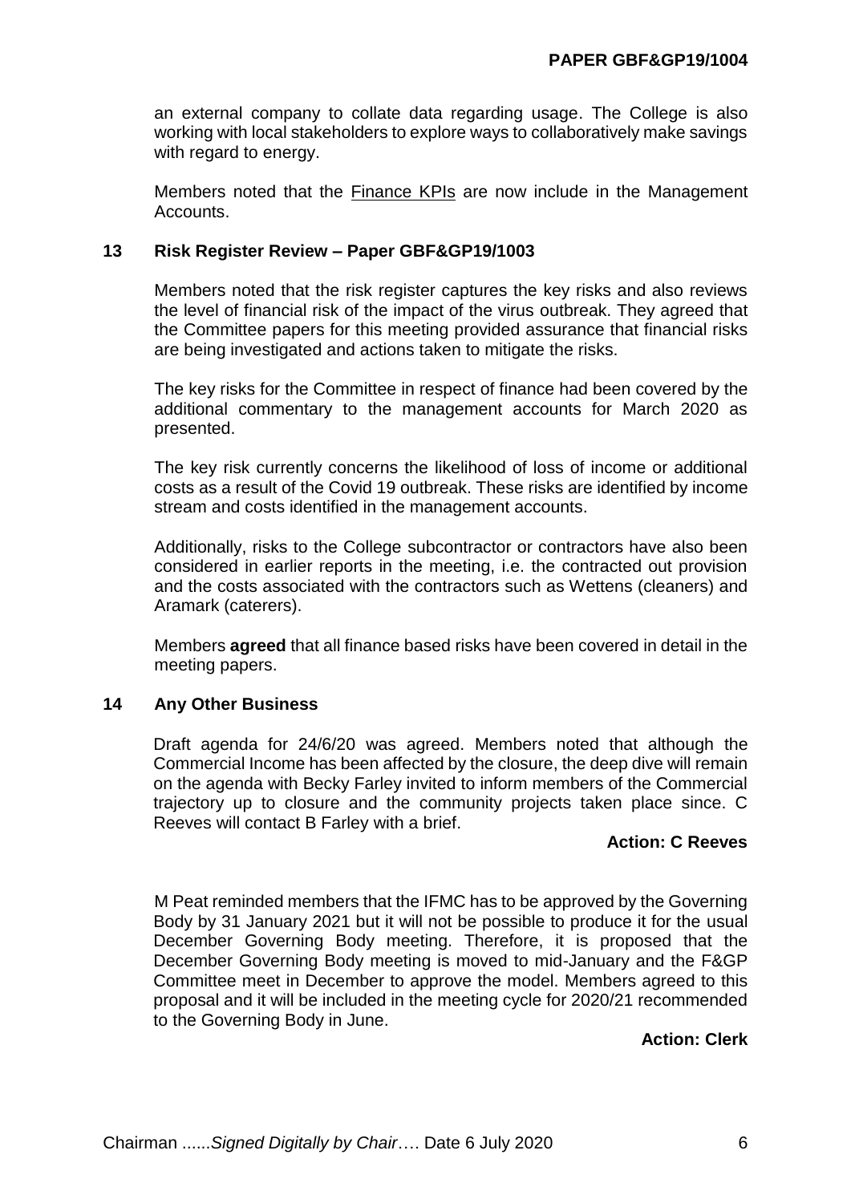an external company to collate data regarding usage. The College is also working with local stakeholders to explore ways to collaboratively make savings with regard to energy.

Members noted that the Finance KPIs are now include in the Management Accounts.

**13 Risk Register Review – Paper GBF&GP19/1003**

Members noted that the risk register captures the key risks and also reviews the level of financial risk of the impact of the virus outbreak. They agreed that the Committee papers for this meeting provided assurance that financial risks are being investigated and actions taken to mitigate the risks.

The key risks for the Committee in respect of finance had been covered by the additional commentary to the management accounts for March 2020 as presented.

The key risk currently concerns the likelihood of loss of income or additional costs as a result of the Covid 19 outbreak. These risks are identified by income stream and costs identified in the management accounts.

Additionally, risks to the College subcontractor or contractors have also been considered in earlier reports in the meeting, i.e. the contracted out provision and the costs associated with the contractors such as Wettens (cleaners) and Aramark (caterers).

Members **agreed** that all finance based risks have been covered in detail in the meeting papers.

**14 Any Other Business**

Draft agenda for 24/6/20 was agreed. Members noted that although the Commercial Income has been affected by the closure, the deep dive will remain on the agenda with Becky Farley invited to inform members of the Commercial trajectory up to closure and the community projects taken place since. C Reeves will contact B Farley with a brief.

**Action: C Reeves**

M Peat reminded members that the IFMC has to be approved by the Governing Body by 31 January 2021 but it will not be possible to produce it for the usual December Governing Body meeting. Therefore, it is proposed that the December Governing Body meeting is moved to mid-January and the F&GP Committee meet in December to approve the model. Members agreed to this proposal and it will be included in the meeting cycle for 2020/21 recommended to the Governing Body in June.

**Action: Clerk**

Chairman ......*Signed Digitally by Chair*…. Date 6 July 2020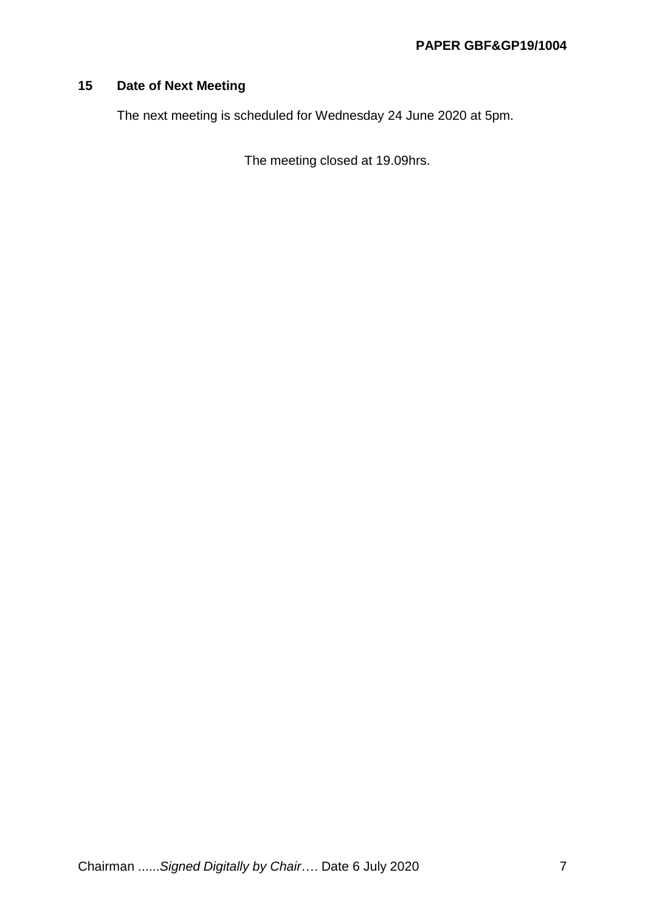## 15 Date of Next Meeting

The next meeting is scheduled for Wednesday 24 June 2020 at 5pm.

The meeting closed at 19.09hrs.

Chairman ......*Signed Digitally by Chair*…. Date 6 July 2020